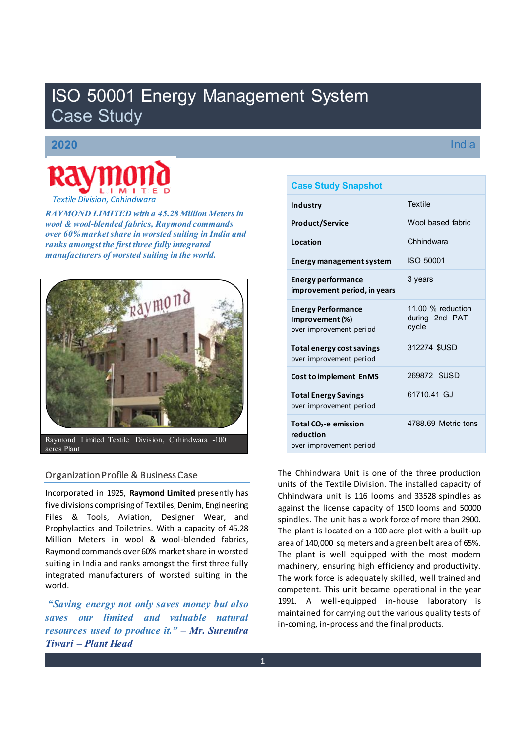# ISO 50001 Energy Management System Case Study

**2020** India

Textile Division, Chhindwara

***RAYMOND LIMITED with a 45.28 Million Meters in wool & wool-blended fabrics, Raymond commands over 60% market share in worsted suiting in India and ranks amongst the first three fully integrated manufacturers of worsted suiting in the world.***

Raymond Limited Textile Division, Chhindwara -100 acres Plant

| Case Study Snapshot | |
|---|---|
| **Industry** | Textile |
| **Product/Service** | Wool based fabric |
| **Location** | Chhindwara |
| **Energy management system** | ISO 50001 |
| **Energy performance improvement period, in years** | 3 years |
| **Energy Performance Improvement (%)** over improvement period | 11.00 % reduction during 2nd PAT cycle |
| **Total energy cost savings** over improvement period | 312274 $USD |
| **Cost to implement EnMS** | 269872 $USD |
| **Total Energy Savings** over improvement period | 61710.41 GJ |
| **Total $CO_2$-e emission reduction** over improvement period | 4788.69 Metric tons |

## Organization Profile & Business Case

Incorporated in 1925, **Raymond Limited** presently has five divisions comprising of Textiles, Denim, Engineering Files & Tools, Aviation, Designer Wear, and Prophylactics and Toiletries. With a capacity of 45.28 Million Meters in wool & wool-blended fabrics, Raymond commands over 60% market share in worsted suiting in India and ranks amongst the first three fully integrated manufacturers of worsted suiting in the world.

***"Saving energy not only saves money but also saves our limited and valuable natural resources used to produce it." – Mr. Surendra Tiwari – Plant Head***

The Chhindwara Unit is one of the three production units of the Textile Division. The installed capacity of Chhindwara unit is 116 looms and 33528 spindles as against the license capacity of 1500 looms and 50000 spindles. The unit has a work force of more than 2900. The plant is located on a 100 acre plot with a built-up area of 140,000 sq meters and a green belt area of 65%. The plant is well equipped with the most modern machinery, ensuring high efficiency and productivity. The work force is adequately skilled, well trained and competent. This unit became operational in the year 1991. A well-equipped in-house laboratory is maintained for carrying out the various quality tests of in-coming, in-process and the final products.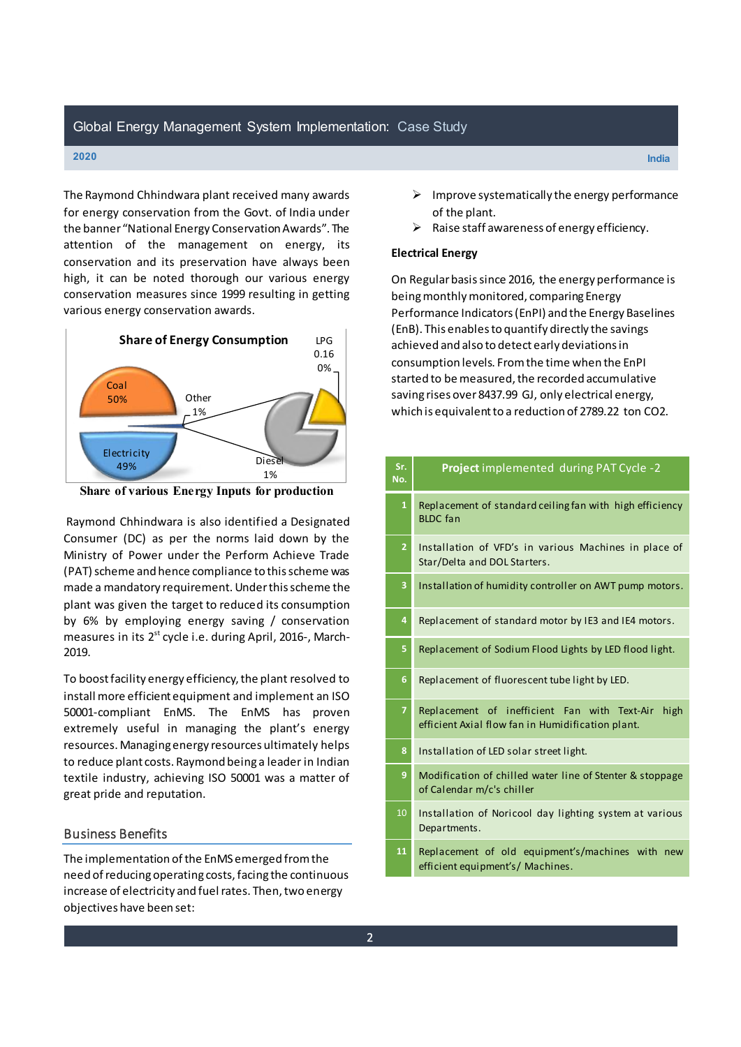The Raymond Chhindwara plant received many awards for energy conservation from the Govt. of India under the banner "National Energy Conservation Awards". The attention of the management on energy, its conservation and its preservation have always been high, it can be noted through our various energy conservation measures since 1999 resulting in getting various energy conservation awards.

**Share of Energy Consumption**

Coal 50%, Electricity 49%, Other 1%, Diesel 1%, LPG 0.16 0%

**Share of various Energy Inputs for production**

Raymond Chhindwara is also identified a Designated Consumer (DC) as per the norms laid down by the Ministry of Power under the Perform Achieve Trade (PAT) scheme and hence compliance to this scheme was made a mandatory requirement. Under this scheme the plant was given the target to reduced its consumption by 6% by employing energy saving / conservation measures in its 2[st] cycle i.e. during April, 2016-, March-2019.

To boost facility energy efficiency, the plant resolved to install more efficient equipment and implement an ISO 50001-compliant EnMS. The EnMS has proven extremely useful in managing the plant's energy resources. Managing energy resources ultimately helps to reduce plant costs. Raymond being a leader in Indian textile industry, achieving ISO 50001 was a matter of great pride and reputation.

## Business Benefits

The implementation of the EnMS emerged from the need of reducing operating costs, facing the continuous increase of electricity and fuel rates. Then, two energy objectives have been set:

- Improve systematically the energy performance of the plant.
- Raise staff awareness of energy efficiency.

**Electrical Energy**

On Regular basis since 2016, the energy performance is being monthly monitored, comparing Energy Performance Indicators (EnPI) and the Energy Baselines (EnB). This enables to quantify directly the savings achieved and also to detect early deviations in consumption levels. From the time when the EnPI started to be measured, the recorded accumulative saving rises over 8437.99 GJ, only electrical energy, which is equivalent to a reduction of 2789.22 ton CO2.

| Sr. No. | **Project** implemented during PAT Cycle -2 |
|---|---|
| 1 | Replacement of standard ceiling fan with high efficiency BLDC fan |
| 2 | Installation of VFD's in various Machines in place of Star/Delta and DOL Starters. |
| 3 | Installation of humidity controller on AWT pump motors. |
| 4 | Replacement of standard motor by IE3 and IE4 motors. |
| 5 | Replacement of Sodium Flood Lights by LED flood light. |
| 6 | Replacement of fluorescent tube light by LED. |
| 7 | Replacement of inefficient Fan with Text-Air high efficient Axial flow fan in Humidification plant. |
| 8 | Installation of LED solar street light. |
| 9 | Modification of chilled water line of Stenter & stoppage of Calendar m/c's chiller |
| 10 | Installation of Noricool day lighting system at various Departments. |
| 11 | Replacement of old equipment's/machines with new efficient equipment's/ Machines. |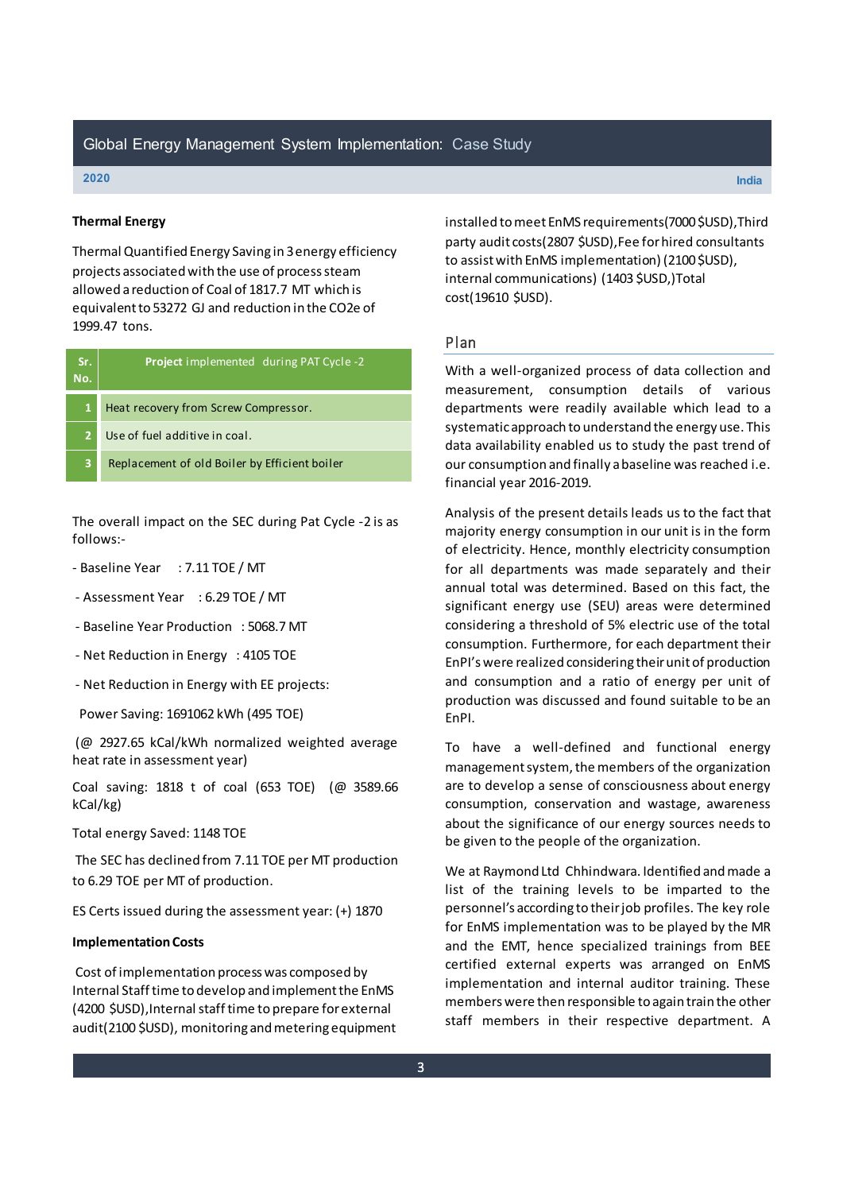### Thermal Energy

Thermal Quantified Energy Saving in 3 energy efficiency projects associated with the use of process steam allowed a reduction of Coal of 1817.7 MT which is equivalent to 53272 GJ and reduction in the CO2e of 1999.47 tons.

| Sr. No. | **Project** implemented during PAT Cycle -2 |
|---|---|
| 1 | Heat recovery from Screw Compressor. |
| 2 | Use of fuel additive in coal. |
| 3 | Replacement of old Boiler by Efficient boiler |

The overall impact on the SEC during Pat Cycle -2 is as follows:-

- Baseline Year : 7.11 TOE / MT
- Assessment Year : 6.29 TOE / MT
- Baseline Year Production : 5068.7 MT
- Net Reduction in Energy : 4105 TOE
- Net Reduction in Energy with EE projects:

Power Saving: 1691062 kWh (495 TOE)

(@ 2927.65 kCal/kWh normalized weighted average heat rate in assessment year)

Coal saving: 1818 t of coal (653 TOE) (@ 3589.66 kCal/kg)

Total energy Saved: 1148 TOE

The SEC has declined from 7.11 TOE per MT production to 6.29 TOE per MT of production.

ES Certs issued during the assessment year: (+) 1870

**Implementation Costs**

Cost of implementation process was composed by Internal Staff time to develop and implement the EnMS (4200 $USD),Internal staff time to prepare for external audit(2100 $USD), monitoring and metering equipment installed to meet EnMS requirements(7000 $USD),Third party audit costs(2807 $USD),Fee for hired consultants to assist with EnMS implementation) (2100 $USD), internal communications) (1403 $USD,)Total cost(19610 $USD).

## Plan

With a well-organized process of data collection and measurement, consumption details of various departments were readily available which lead to a systematic approach to understand the energy use. This data availability enabled us to study the past trend of our consumption and finally a baseline was reached i.e. financial year 2016-2019.

Analysis of the present details leads us to the fact that majority energy consumption in our unit is in the form of electricity. Hence, monthly electricity consumption for all departments was made separately and their annual total was determined. Based on this fact, the significant energy use (SEU) areas were determined considering a threshold of 5% electric use of the total consumption. Furthermore, for each department their EnPI's were realized considering their unit of production and consumption and a ratio of energy per unit of production was discussed and found suitable to be an EnPI.

To have a well-defined and functional energy management system, the members of the organization are to develop a sense of consciousness about energy consumption, conservation and wastage, awareness about the significance of our energy sources needs to be given to the people of the organization.

We at Raymond Ltd Chhindwara. Identified and made a list of the training levels to be imparted to the personnel's according to their job profiles. The key role for EnMS implementation was to be played by the MR and the EMT, hence specialized trainings from BEE certified external experts was arranged on EnMS implementation and internal auditor training. These members were then responsible to again train the other staff members in their respective department. A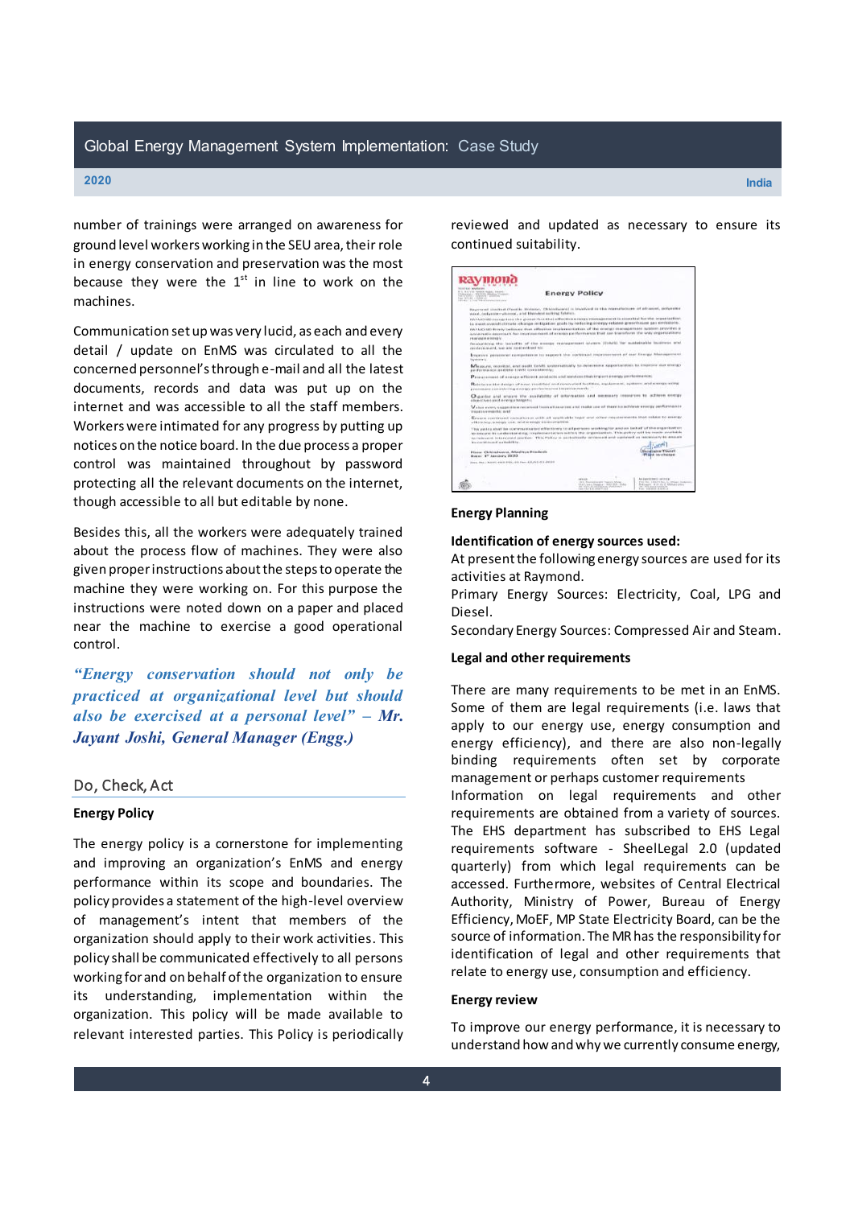number of trainings were arranged on awareness for ground level workers working in the SEU area, their role in energy conservation and preservation was the most because they were the 1st in line to work on the machines.

Communication set up was very lucid, as each and every detail / update on EnMS was circulated to all the concerned personnel's through e-mail and all the latest documents, records and data was put up on the internet and was accessible to all the staff members. Workers were intimated for any progress by putting up notices on the notice board. In the due process a proper control was maintained throughout by password protecting all the relevant documents on the internet, though accessible to all but editable by none.

Besides this, all the workers were adequately trained about the process flow of machines. They were also given proper instructions about the steps to operate the machine they were working on. For this purpose the instructions were noted down on a paper and placed near the machine to exercise a good operational control.

*"Energy conservation should not only be practiced at organizational level but should also be exercised at a personal level" – Mr. Jayant Joshi, General Manager (Engg.)*

## Do, Check, Act

**Energy Policy**

The energy policy is a cornerstone for implementing and improving an organization's EnMS and energy performance within its scope and boundaries. The policy provides a statement of the high-level overview of management's intent that members of the organization should apply to their work activities. This policy shall be communicated effectively to all persons working for and on behalf of the organization to ensure its understanding, implementation within the organization. This policy will be made available to relevant interested parties. This Policy is periodically reviewed and updated as necessary to ensure its continued suitability.

**Energy Planning**

**Identification of energy sources used:**
At present the following energy sources are used for its activities at Raymond.
Primary Energy Sources: Electricity, Coal, LPG and Diesel.
Secondary Energy Sources: Compressed Air and Steam.

**Legal and other requirements**

There are many requirements to be met in an EnMS. Some of them are legal requirements (i.e. laws that apply to our energy use, energy consumption and energy efficiency), and there are also non-legally binding requirements often set by corporate management or perhaps customer requirements
Information on legal requirements and other requirements are obtained from a variety of sources. The EHS department has subscribed to EHS Legal requirements software - SheelLegal 2.0 (updated quarterly) from which legal requirements can be accessed. Furthermore, websites of Central Electrical Authority, Ministry of Power, Bureau of Energy Efficiency, MoEF, MP State Electricity Board, can be the source of information. The MR has the responsibility for identification of legal and other requirements that relate to energy use, consumption and efficiency.

**Energy review**

To improve our energy performance, it is necessary to understand how and why we currently consume energy,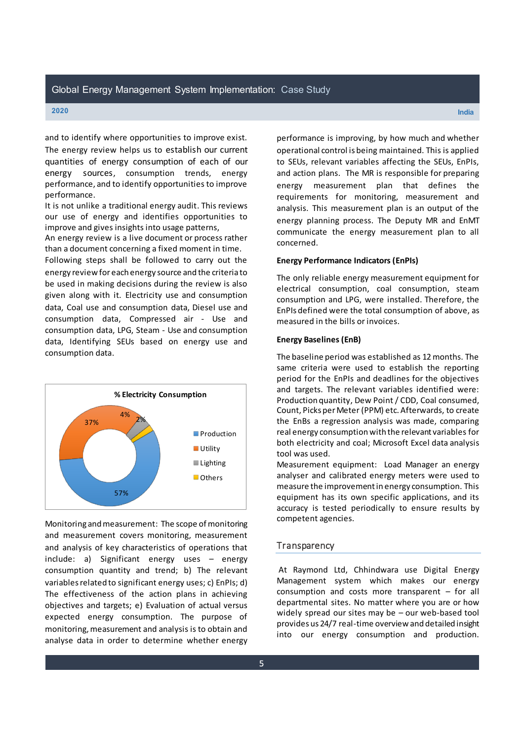and to identify where opportunities to improve exist. The energy review helps us to establish our current quantities of energy consumption of each of our energy sources, consumption trends, energy performance, and to identify opportunities to improve performance.

It is not unlike a traditional energy audit. This reviews our use of energy and identifies opportunities to improve and gives insights into usage patterns,

An energy review is a live document or process rather than a document concerning a fixed moment in time.

Following steps shall be followed to carry out the energy review for each energy source and the criteria to be used in making decisions during the review is also given along with it. Electricity use and consumption data, Coal use and consumption data, Diesel use and consumption data, Compressed air - Use and consumption data, LPG, Steam - Use and consumption data, Identifying SEUs based on energy use and consumption data.

**% Electricity Consumption**

| Category | % |
|---|---|
| Production | 57% |
| Utility | 37% |
| Lighting | 4% |
| Others | 2% |

Monitoring and measurement: The scope of monitoring and measurement covers monitoring, measurement and analysis of key characteristics of operations that include: a) Significant energy uses – energy consumption quantity and trend; b) The relevant variables related to significant energy uses; c) EnPIs; d) The effectiveness of the action plans in achieving objectives and targets; e) Evaluation of actual versus expected energy consumption. The purpose of monitoring, measurement and analysis is to obtain and analyse data in order to determine whether energy performance is improving, by how much and whether operational control is being maintained. This is applied to SEUs, relevant variables affecting the SEUs, EnPIs, and action plans. The MR is responsible for preparing energy measurement plan that defines the requirements for monitoring, measurement and analysis. This measurement plan is an output of the energy planning process. The Deputy MR and EnMT communicate the energy measurement plan to all concerned.

**Energy Performance Indicators (EnPIs)**

The only reliable energy measurement equipment for electrical consumption, coal consumption, steam consumption and LPG, were installed. Therefore, the EnPIs defined were the total consumption of above, as measured in the bills or invoices.

**Energy Baselines (EnB)**

The baseline period was established as 12 months. The same criteria were used to establish the reporting period for the EnPIs and deadlines for the objectives and targets. The relevant variables identified were: Production quantity, Dew Point / CDD, Coal consumed, Count, Picks per Meter (PPM) etc. Afterwards, to create the EnBs a regression analysis was made, comparing real energy consumption with the relevant variables for both electricity and coal; Microsoft Excel data analysis tool was used.

Measurement equipment: Load Manager an energy analyser and calibrated energy meters were used to measure the improvement in energy consumption. This equipment has its own specific applications, and its accuracy is tested periodically to ensure results by competent agencies.

## Transparency

At Raymond Ltd, Chhindwara use Digital Energy Management system which makes our energy consumption and costs more transparent – for all departmental sites. No matter where you are or how widely spread our sites may be – our web-based tool provides us 24/7 real-time overview and detailed insight into our energy consumption and production.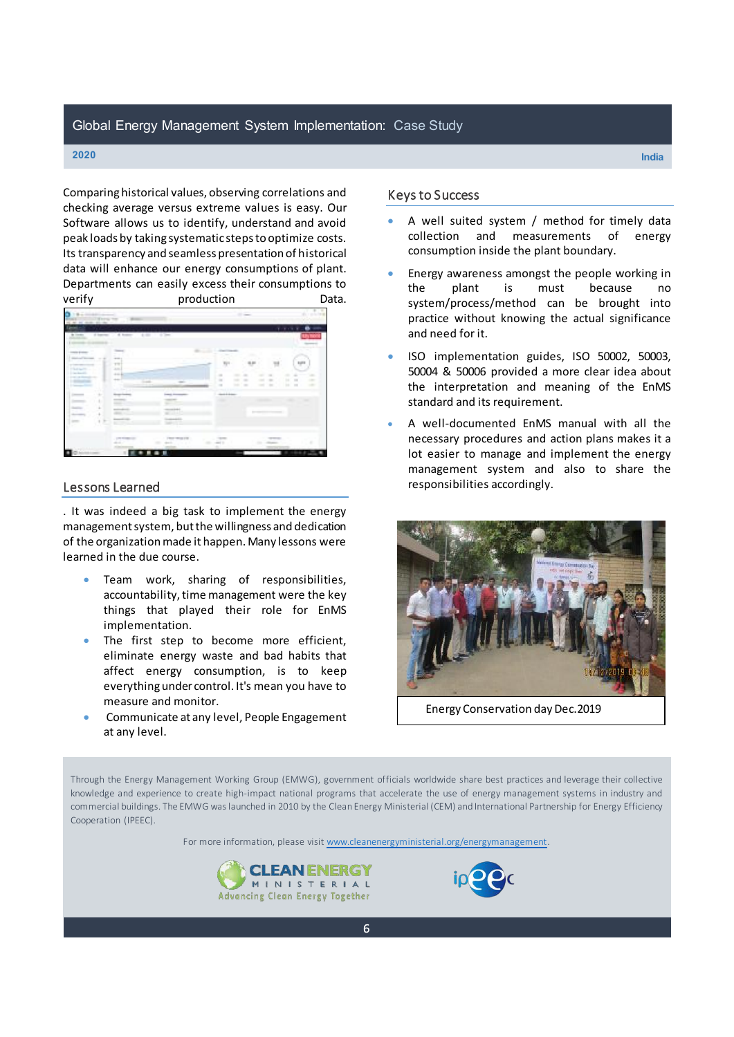Comparing historical values, observing correlations and checking average versus extreme values is easy. Our Software allows us to identify, understand and avoid peak loads by taking systematic steps to optimize costs. Its transparency and seamless presentation of historical data will enhance our energy consumptions of plant. Departments can easily excess their consumptions to verify production Data.

## Lessons Learned

. It was indeed a big task to implement the energy management system, but the willingness and dedication of the organization made it happen. Many lessons were learned in the due course.

- Team work, sharing of responsibilities, accountability, time management were the key things that played their role for EnMS implementation.
- The first step to become more efficient, eliminate energy waste and bad habits that affect energy consumption, is to keep everything under control. It's mean you have to measure and monitor.
- Communicate at any level, People Engagement at any level.

## Keys to Success

- A well suited system / method for timely data collection and measurements of energy consumption inside the plant boundary.
- Energy awareness amongst the people working in the plant is must because no system/process/method can be brought into practice without knowing the actual significance and need for it.
- ISO implementation guides, ISO 50002, 50003, 50004 & 50006 provided a more clear idea about the interpretation and meaning of the EnMS standard and its requirement.
- A well-documented EnMS manual with all the necessary procedures and action plans makes it a lot easier to manage and implement the energy management system and also to share the responsibilities accordingly.

Energy Conservation day Dec.2019

Through the Energy Management Working Group (EMWG), government officials worldwide share best practices and leverage their collective knowledge and experience to create high-impact national programs that accelerate the use of energy management systems in industry and commercial buildings. The EMWG was launched in 2010 by the Clean Energy Ministerial (CEM) and International Partnership for Energy Efficiency Cooperation (IPEEC).

For more information, please visit www.cleanenergyministerial.org/energymanagement.

CLEAN ENERGY MINISTERIAL
Advancing Clean Energy Together

ipeec